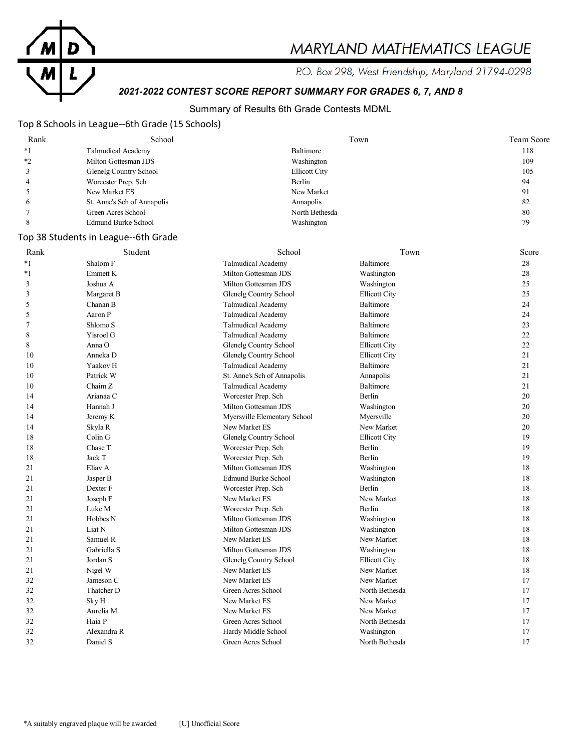# MARYLAND MATHEMATICS LEAGUE

P.O. Box 298, West Friendship, Maryland 21794-0298

***2021-2022 CONTEST SCORE REPORT SUMMARY FOR GRADES 6, 7, AND 8***

Summary of Results 6th Grade Contests MDML

## Top 8 Schools in League--6th Grade (15 Schools)

| Rank | School | Town | Team Score |
|---|---|---|---|
| *1 | Talmudical Academy | Baltimore | 118 |
| *2 | Milton Gottesman JDS | Washington | 109 |
| 3 | Glenelg Country School | Ellicott City | 105 |
| 4 | Worcester Prep. Sch | Berlin | 94 |
| 5 | New Market ES | New Market | 91 |
| 6 | St. Anne's Sch of Annapolis | Annapolis | 82 |
| 7 | Green Acres School | North Bethesda | 80 |
| 8 | Edmund Burke School | Washington | 79 |

## Top 38 Students in League--6th Grade

| Rank | Student | School | Town | Score |
|---|---|---|---|---|
| *1 | Shalom F | Talmudical Academy | Baltimore | 28 |
| *1 | Emmett K | Milton Gottesman JDS | Washington | 28 |
| 3 | Joshua A | Milton Gottesman JDS | Washington | 25 |
| 3 | Margaret B | Glenelg Country School | Ellicott City | 25 |
| 5 | Chanan B | Talmudical Academy | Baltimore | 24 |
| 5 | Aaron P | Talmudical Academy | Baltimore | 24 |
| 7 | Shlomo S | Talmudical Academy | Baltimore | 23 |
| 8 | Yisroel G | Talmudical Academy | Baltimore | 22 |
| 8 | Anna O | Glenelg Country School | Ellicott City | 22 |
| 10 | Anneka D | Glenelg Country School | Ellicott City | 21 |
| 10 | Yaakov H | Talmudical Academy | Baltimore | 21 |
| 10 | Patrick W | St. Anne's Sch of Annapolis | Annapolis | 21 |
| 10 | Chaim Z | Talmudical Academy | Baltimore | 21 |
| 14 | Arianaa C | Worcester Prep. Sch | Berlin | 20 |
| 14 | Hannah J | Milton Gottesman JDS | Washington | 20 |
| 14 | Jeremy K | Myersville Elementary School | Myersville | 20 |
| 14 | Skyla R | New Market ES | New Market | 20 |
| 18 | Colin G | Glenelg Country School | Ellicott City | 19 |
| 18 | Chase T | Worcester Prep. Sch | Berlin | 19 |
| 18 | Jack T | Worcester Prep. Sch | Berlin | 19 |
| 21 | Eliav A | Milton Gottesman JDS | Washington | 18 |
| 21 | Jasper B | Edmund Burke School | Washington | 18 |
| 21 | Dexter F | Worcester Prep. Sch | Berlin | 18 |
| 21 | Joseph F | New Market ES | New Market | 18 |
| 21 | Luke M | Worcester Prep. Sch | Berlin | 18 |
| 21 | Hobbes N | Milton Gottesman JDS | Washington | 18 |
| 21 | Liat N | Milton Gottesman JDS | Washington | 18 |
| 21 | Samuel R | New Market ES | New Market | 18 |
| 21 | Gabriella S | Milton Gottesman JDS | Washington | 18 |
| 21 | Jordan S | Glenelg Country School | Ellicott City | 18 |
| 21 | Nigel W | New Market ES | New Market | 18 |
| 32 | Jameson C | New Market ES | New Market | 17 |
| 32 | Thatcher D | Green Acres School | North Bethesda | 17 |
| 32 | Sky H | New Market ES | New Market | 17 |
| 32 | Aurelia M | New Market ES | New Market | 17 |
| 32 | Haia P | Green Acres School | North Bethesda | 17 |
| 32 | Alexandra R | Hardy Middle School | Washington | 17 |
| 32 | Daniel S | Green Acres School | North Bethesda | 17 |

*A suitably engraved plaque will be awarded    [U] Unofficial Score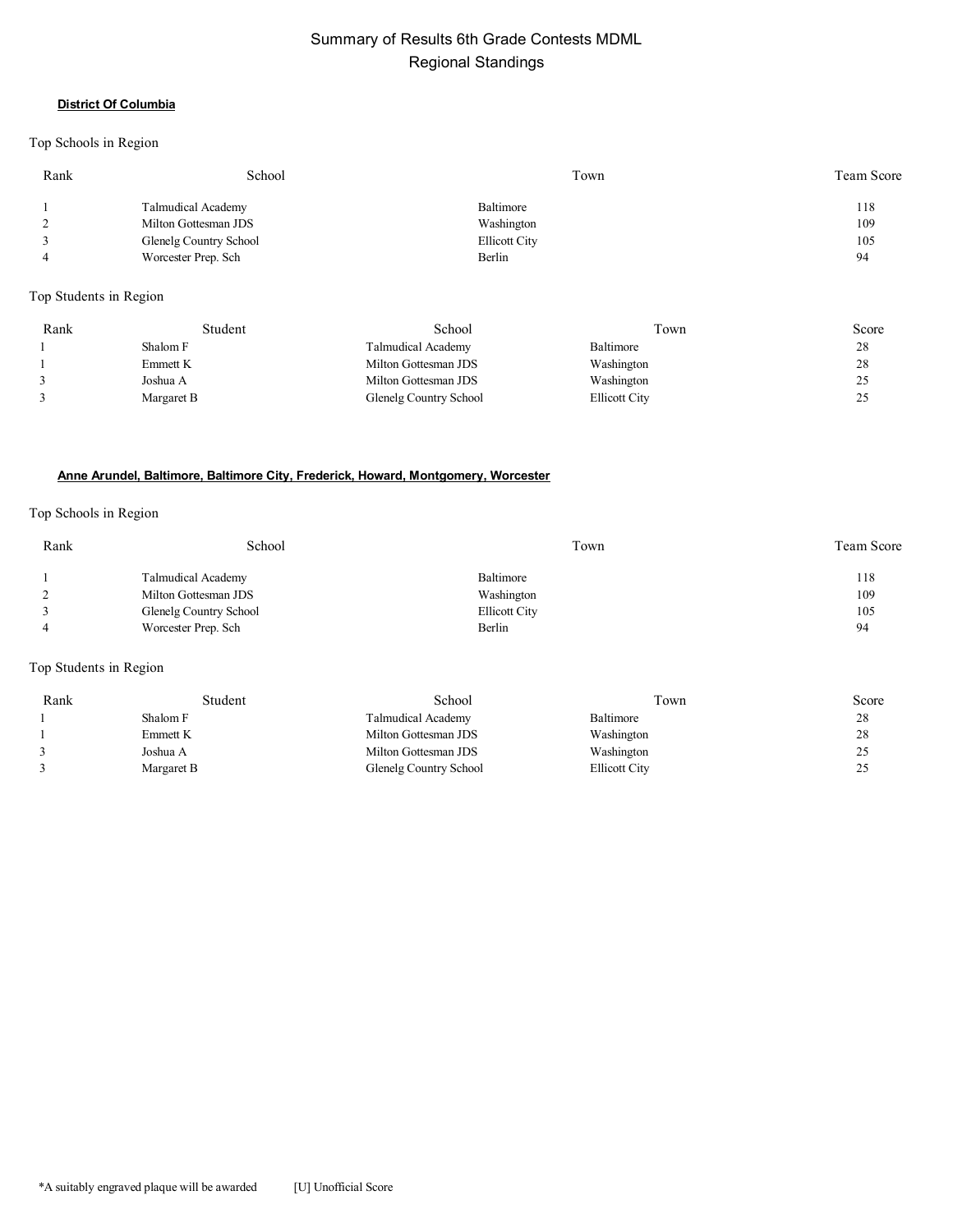# Summary of Results 6th Grade Contests MDML
## Regional Standings

### District Of Columbia

Top Schools in Region

| Rank | School | Town | Team Score |
|---|---|---|---|
| 1 | Talmudical Academy | Baltimore | 118 |
| 2 | Milton Gottesman JDS | Washington | 109 |
| 3 | Glenelg Country School | Ellicott City | 105 |
| 4 | Worcester Prep. Sch | Berlin | 94 |

Top Students in Region

| Rank | Student | School | Town | Score |
|---|---|---|---|---|
| 1 | Shalom F | Talmudical Academy | Baltimore | 28 |
| 1 | Emmett K | Milton Gottesman JDS | Washington | 28 |
| 3 | Joshua A | Milton Gottesman JDS | Washington | 25 |
| 3 | Margaret B | Glenelg Country School | Ellicott City | 25 |

### Anne Arundel, Baltimore, Baltimore City, Frederick, Howard, Montgomery, Worcester

Top Schools in Region

| Rank | School | Town | Team Score |
|---|---|---|---|
| 1 | Talmudical Academy | Baltimore | 118 |
| 2 | Milton Gottesman JDS | Washington | 109 |
| 3 | Glenelg Country School | Ellicott City | 105 |
| 4 | Worcester Prep. Sch | Berlin | 94 |

Top Students in Region

| Rank | Student | School | Town | Score |
|---|---|---|---|---|
| 1 | Shalom F | Talmudical Academy | Baltimore | 28 |
| 1 | Emmett K | Milton Gottesman JDS | Washington | 28 |
| 3 | Joshua A | Milton Gottesman JDS | Washington | 25 |
| 3 | Margaret B | Glenelg Country School | Ellicott City | 25 |

*A suitably engraved plaque will be awarded [U] Unofficial Score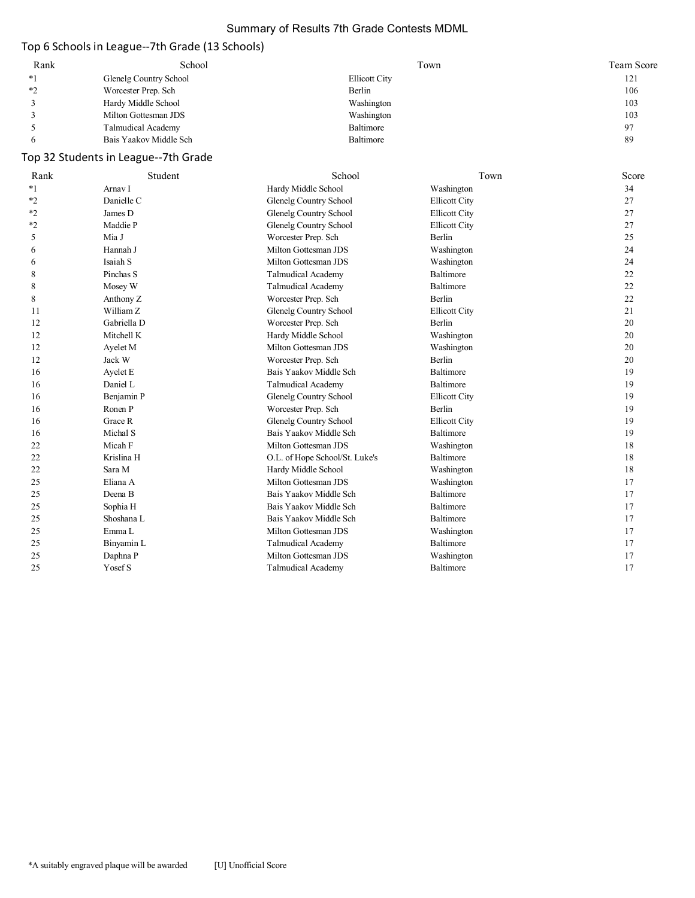# Summary of Results 7th Grade Contests MDML

## Top 6 Schools in League--7th Grade (13 Schools)

| Rank | School | Town | Team Score |
|---|---|---|---|
| *1 | Glenelg Country School | Ellicott City | 121 |
| *2 | Worcester Prep. Sch | Berlin | 106 |
| 3 | Hardy Middle School | Washington | 103 |
| 3 | Milton Gottesman JDS | Washington | 103 |
| 5 | Talmudical Academy | Baltimore | 97 |
| 6 | Bais Yaakov Middle Sch | Baltimore | 89 |

## Top 32 Students in League--7th Grade

| Rank | Student | School | Town | Score |
|---|---|---|---|---|
| *1 | Arnav I | Hardy Middle School | Washington | 34 |
| *2 | Danielle C | Glenelg Country School | Ellicott City | 27 |
| *2 | James D | Glenelg Country School | Ellicott City | 27 |
| *2 | Maddie P | Glenelg Country School | Ellicott City | 27 |
| 5 | Mia J | Worcester Prep. Sch | Berlin | 25 |
| 6 | Hannah J | Milton Gottesman JDS | Washington | 24 |
| 6 | Isaiah S | Milton Gottesman JDS | Washington | 24 |
| 8 | Pinchas S | Talmudical Academy | Baltimore | 22 |
| 8 | Mosey W | Talmudical Academy | Baltimore | 22 |
| 8 | Anthony Z | Worcester Prep. Sch | Berlin | 22 |
| 11 | William Z | Glenelg Country School | Ellicott City | 21 |
| 12 | Gabriella D | Worcester Prep. Sch | Berlin | 20 |
| 12 | Mitchell K | Hardy Middle School | Washington | 20 |
| 12 | Ayelet M | Milton Gottesman JDS | Washington | 20 |
| 12 | Jack W | Worcester Prep. Sch | Berlin | 20 |
| 16 | Ayelet E | Bais Yaakov Middle Sch | Baltimore | 19 |
| 16 | Daniel L | Talmudical Academy | Baltimore | 19 |
| 16 | Benjamin P | Glenelg Country School | Ellicott City | 19 |
| 16 | Ronen P | Worcester Prep. Sch | Berlin | 19 |
| 16 | Grace R | Glenelg Country School | Ellicott City | 19 |
| 16 | Michal S | Bais Yaakov Middle Sch | Baltimore | 19 |
| 22 | Micah F | Milton Gottesman JDS | Washington | 18 |
| 22 | Krislina H | O.L. of Hope School/St. Luke's | Baltimore | 18 |
| 22 | Sara M | Hardy Middle School | Washington | 18 |
| 25 | Eliana A | Milton Gottesman JDS | Washington | 17 |
| 25 | Deena B | Bais Yaakov Middle Sch | Baltimore | 17 |
| 25 | Sophia H | Bais Yaakov Middle Sch | Baltimore | 17 |
| 25 | Shoshana L | Bais Yaakov Middle Sch | Baltimore | 17 |
| 25 | Emma L | Milton Gottesman JDS | Washington | 17 |
| 25 | Binyamin L | Talmudical Academy | Baltimore | 17 |
| 25 | Daphna P | Milton Gottesman JDS | Washington | 17 |
| 25 | Yosef S | Talmudical Academy | Baltimore | 17 |

*A suitably engraved plaque will be awarded [U] Unofficial Score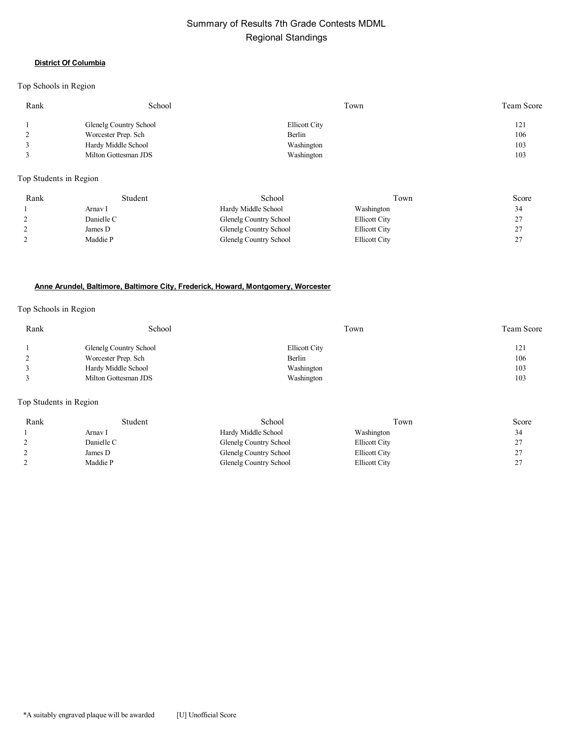# Summary of Results 7th Grade Contests MDML
## Regional Standings

**District Of Columbia**

Top Schools in Region

| Rank | School | Town | Team Score |
|---|---|---|---|
| 1 | Glenelg Country School | Ellicott City | 121 |
| 2 | Worcester Prep. Sch | Berlin | 106 |
| 3 | Hardy Middle School | Washington | 103 |
| 3 | Milton Gottesman JDS | Washington | 103 |

Top Students in Region

| Rank | Student | School | Town | Score |
|---|---|---|---|---|
| 1 | Arnav I | Hardy Middle School | Washington | 34 |
| 2 | Danielle C | Glenelg Country School | Ellicott City | 27 |
| 2 | James D | Glenelg Country School | Ellicott City | 27 |
| 2 | Maddie P | Glenelg Country School | Ellicott City | 27 |

**Anne Arundel, Baltimore, Baltimore City, Frederick, Howard, Montgomery, Worcester**

Top Schools in Region

| Rank | School | Town | Team Score |
|---|---|---|---|
| 1 | Glenelg Country School | Ellicott City | 121 |
| 2 | Worcester Prep. Sch | Berlin | 106 |
| 3 | Hardy Middle School | Washington | 103 |
| 3 | Milton Gottesman JDS | Washington | 103 |

Top Students in Region

| Rank | Student | School | Town | Score |
|---|---|---|---|---|
| 1 | Arnav I | Hardy Middle School | Washington | 34 |
| 2 | Danielle C | Glenelg Country School | Ellicott City | 27 |
| 2 | James D | Glenelg Country School | Ellicott City | 27 |
| 2 | Maddie P | Glenelg Country School | Ellicott City | 27 |

*A suitably engraved plaque will be awarded [U] Unofficial Score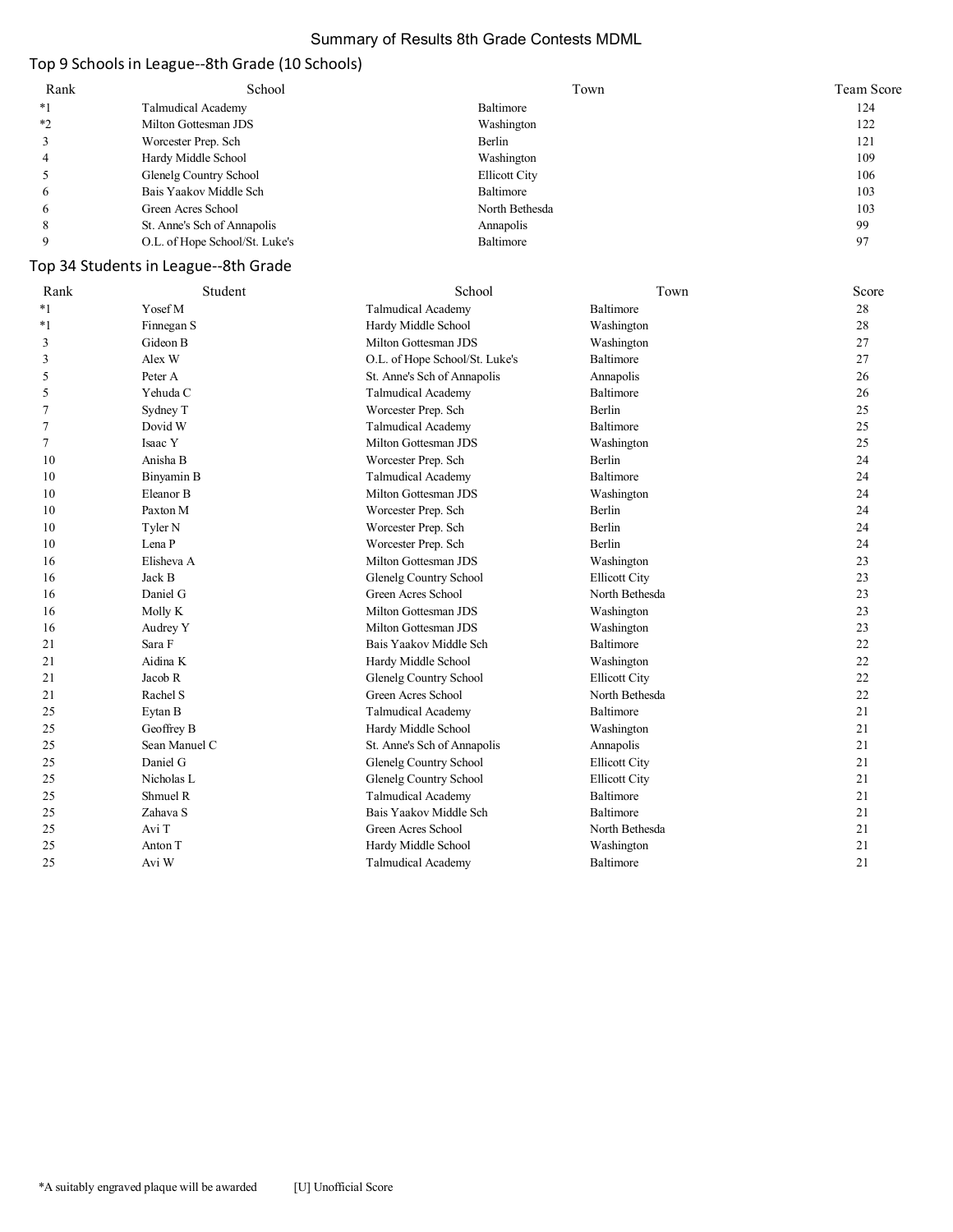# Summary of Results 8th Grade Contests MDML

## Top 9 Schools in League--8th Grade (10 Schools)

| Rank | School | Town | Team Score |
|---|---|---|---|
| *1 | Talmudical Academy | Baltimore | 124 |
| *2 | Milton Gottesman JDS | Washington | 122 |
| 3 | Worcester Prep. Sch | Berlin | 121 |
| 4 | Hardy Middle School | Washington | 109 |
| 5 | Glenelg Country School | Ellicott City | 106 |
| 6 | Bais Yaakov Middle Sch | Baltimore | 103 |
| 6 | Green Acres School | North Bethesda | 103 |
| 8 | St. Anne's Sch of Annapolis | Annapolis | 99 |
| 9 | O.L. of Hope School/St. Luke's | Baltimore | 97 |

## Top 34 Students in League--8th Grade

| Rank | Student | School | Town | Score |
|---|---|---|---|---|
| *1 | Yosef M | Talmudical Academy | Baltimore | 28 |
| *1 | Finnegan S | Hardy Middle School | Washington | 28 |
| 3 | Gideon B | Milton Gottesman JDS | Washington | 27 |
| 3 | Alex W | O.L. of Hope School/St. Luke's | Baltimore | 27 |
| 5 | Peter A | St. Anne's Sch of Annapolis | Annapolis | 26 |
| 5 | Yehuda C | Talmudical Academy | Baltimore | 26 |
| 7 | Sydney T | Worcester Prep. Sch | Berlin | 25 |
| 7 | Dovid W | Talmudical Academy | Baltimore | 25 |
| 7 | Isaac Y | Milton Gottesman JDS | Washington | 25 |
| 10 | Anisha B | Worcester Prep. Sch | Berlin | 24 |
| 10 | Binyamin B | Talmudical Academy | Baltimore | 24 |
| 10 | Eleanor B | Milton Gottesman JDS | Washington | 24 |
| 10 | Paxton M | Worcester Prep. Sch | Berlin | 24 |
| 10 | Tyler N | Worcester Prep. Sch | Berlin | 24 |
| 10 | Lena P | Worcester Prep. Sch | Berlin | 24 |
| 16 | Elisheva A | Milton Gottesman JDS | Washington | 23 |
| 16 | Jack B | Glenelg Country School | Ellicott City | 23 |
| 16 | Daniel G | Green Acres School | North Bethesda | 23 |
| 16 | Molly K | Milton Gottesman JDS | Washington | 23 |
| 16 | Audrey Y | Milton Gottesman JDS | Washington | 23 |
| 21 | Sara F | Bais Yaakov Middle Sch | Baltimore | 22 |
| 21 | Aidina K | Hardy Middle School | Washington | 22 |
| 21 | Jacob R | Glenelg Country School | Ellicott City | 22 |
| 21 | Rachel S | Green Acres School | North Bethesda | 22 |
| 25 | Eytan B | Talmudical Academy | Baltimore | 21 |
| 25 | Geoffrey B | Hardy Middle School | Washington | 21 |
| 25 | Sean Manuel C | St. Anne's Sch of Annapolis | Annapolis | 21 |
| 25 | Daniel G | Glenelg Country School | Ellicott City | 21 |
| 25 | Nicholas L | Glenelg Country School | Ellicott City | 21 |
| 25 | Shmuel R | Talmudical Academy | Baltimore | 21 |
| 25 | Zahava S | Bais Yaakov Middle Sch | Baltimore | 21 |
| 25 | Avi T | Green Acres School | North Bethesda | 21 |
| 25 | Anton T | Hardy Middle School | Washington | 21 |
| 25 | Avi W | Talmudical Academy | Baltimore | 21 |

*A suitably engraved plaque will be awarded [U] Unofficial Score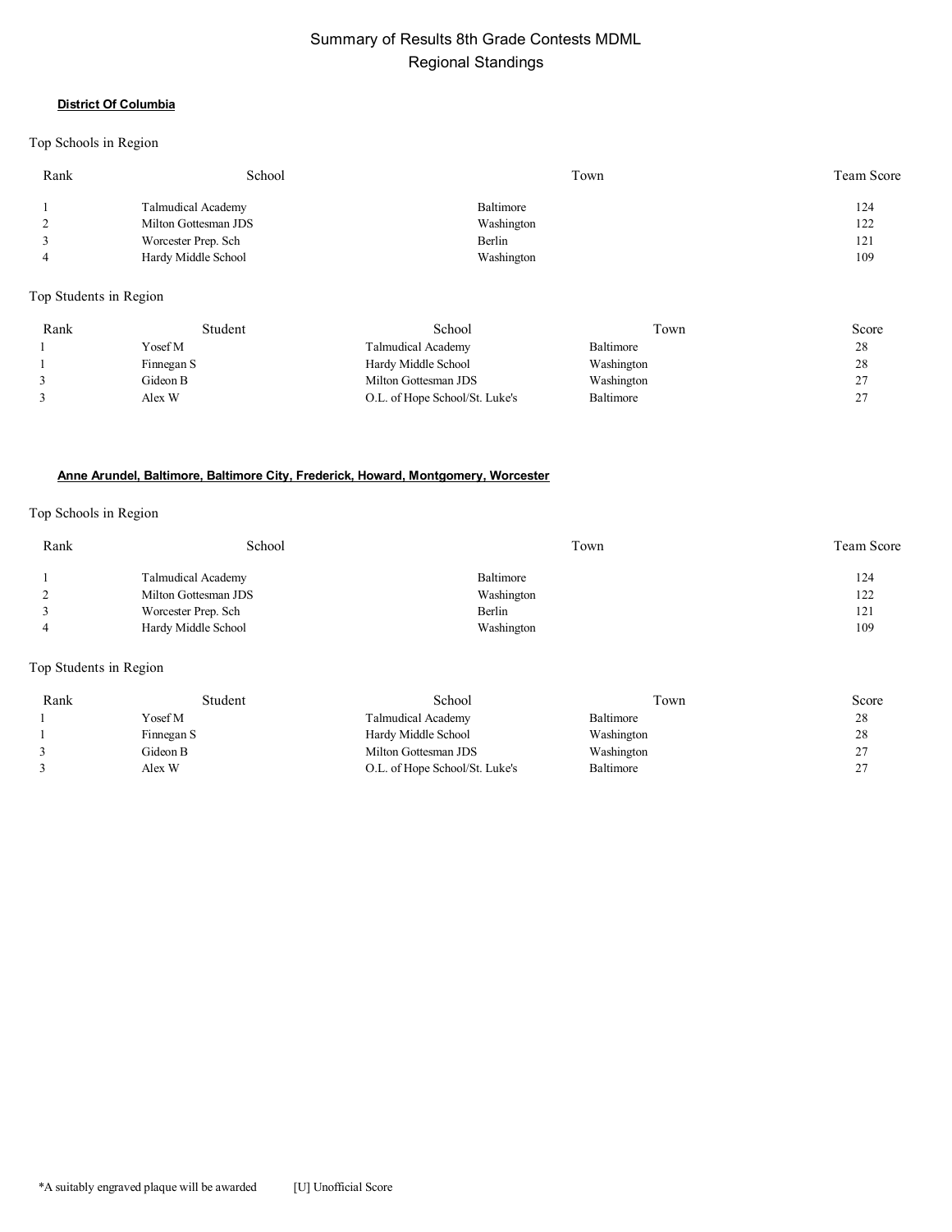# Summary of Results 8th Grade Contests MDML
## Regional Standings

**District Of Columbia**

Top Schools in Region

| Rank | School | Town | Team Score |
|---|---|---|---|
| 1 | Talmudical Academy | Baltimore | 124 |
| 2 | Milton Gottesman JDS | Washington | 122 |
| 3 | Worcester Prep. Sch | Berlin | 121 |
| 4 | Hardy Middle School | Washington | 109 |

Top Students in Region

| Rank | Student | School | Town | Score |
|---|---|---|---|---|
| 1 | Yosef M | Talmudical Academy | Baltimore | 28 |
| 1 | Finnegan S | Hardy Middle School | Washington | 28 |
| 3 | Gideon B | Milton Gottesman JDS | Washington | 27 |
| 3 | Alex W | O.L. of Hope School/St. Luke's | Baltimore | 27 |

**Anne Arundel, Baltimore, Baltimore City, Frederick, Howard, Montgomery, Worcester**

Top Schools in Region

| Rank | School | Town | Team Score |
|---|---|---|---|
| 1 | Talmudical Academy | Baltimore | 124 |
| 2 | Milton Gottesman JDS | Washington | 122 |
| 3 | Worcester Prep. Sch | Berlin | 121 |
| 4 | Hardy Middle School | Washington | 109 |

Top Students in Region

| Rank | Student | School | Town | Score |
|---|---|---|---|---|
| 1 | Yosef M | Talmudical Academy | Baltimore | 28 |
| 1 | Finnegan S | Hardy Middle School | Washington | 28 |
| 3 | Gideon B | Milton Gottesman JDS | Washington | 27 |
| 3 | Alex W | O.L. of Hope School/St. Luke's | Baltimore | 27 |

*A suitably engraved plaque will be awarded [U] Unofficial Score